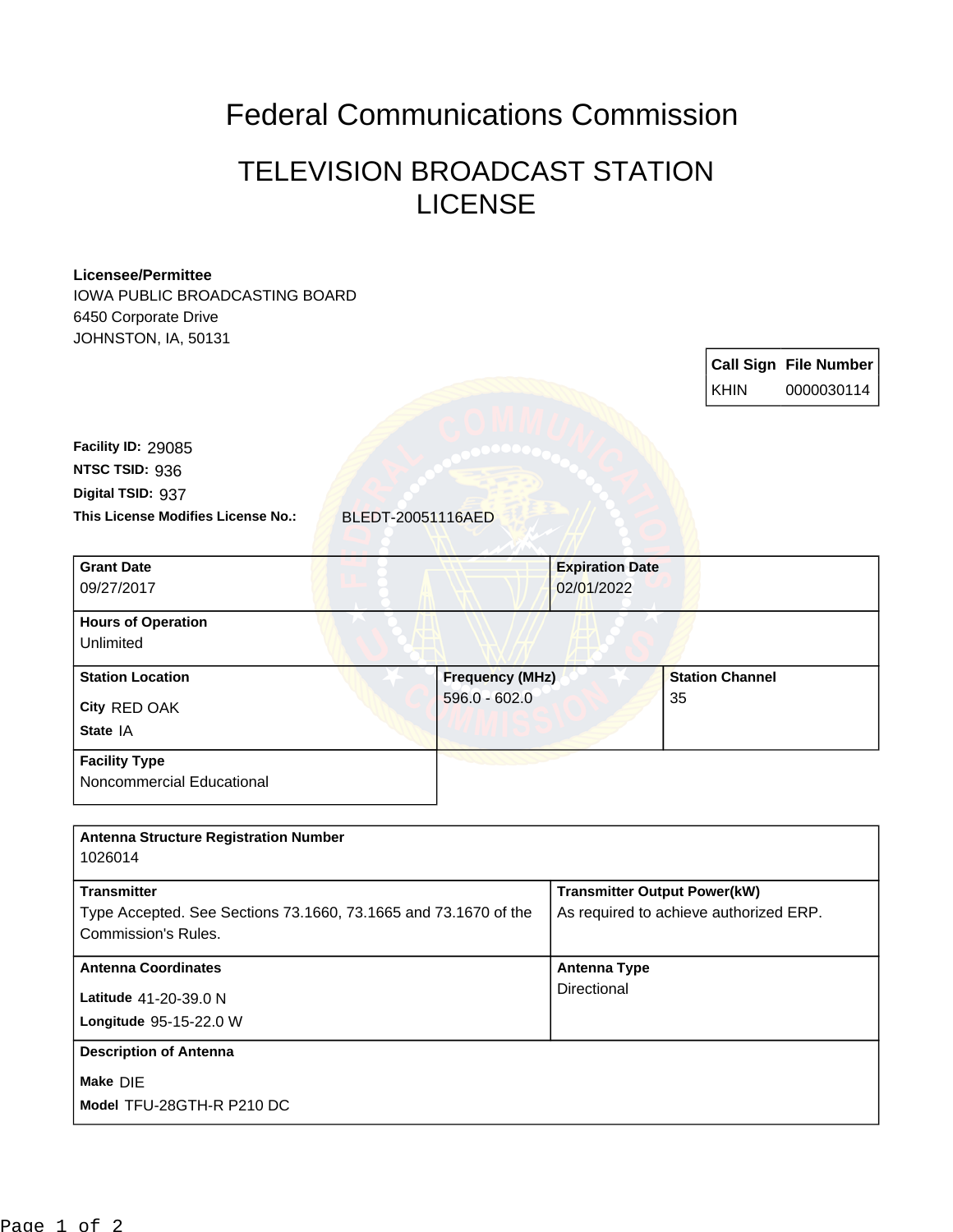# Federal Communications Commission

## TELEVISION BROADCAST STATION LICENSE

**Licensee/Permittee**
IOWA PUBLIC BROADCASTING BOARD
6450 Corporate Drive
JOHNSTON, IA, 50131

| Call Sign | File Number |
| --- | --- |
| KHIN | 0000030114 |

**Facility ID:** 29085
**NTSC TSID:** 936
**Digital TSID:** 937
**This License Modifies License No.:** BLEDT-20051116AED

| Grant Date | Expiration Date |
| --- | --- |
| 09/27/2017 | 02/01/2022 |

**Hours of Operation**
Unlimited

| Station Location | Frequency (MHz) | Station Channel |
| --- | --- | --- |
| City RED OAK<br>State IA | 596.0 - 602.0 | 35 |

**Facility Type**
Noncommercial Educational

**Antenna Structure Registration Number**
1026014

| Transmitter | Transmitter Output Power(kW) |
| --- | --- |
| Type Accepted. See Sections 73.1660, 73.1665 and 73.1670 of the Commission's Rules. | As required to achieve authorized ERP. |

| Antenna Coordinates | Antenna Type |
| --- | --- |
| Latitude 41-20-39.0 N<br>Longitude 95-15-22.0 W | Directional |

**Description of Antenna**
Make DIE
Model TFU-28GTH-R P210 DC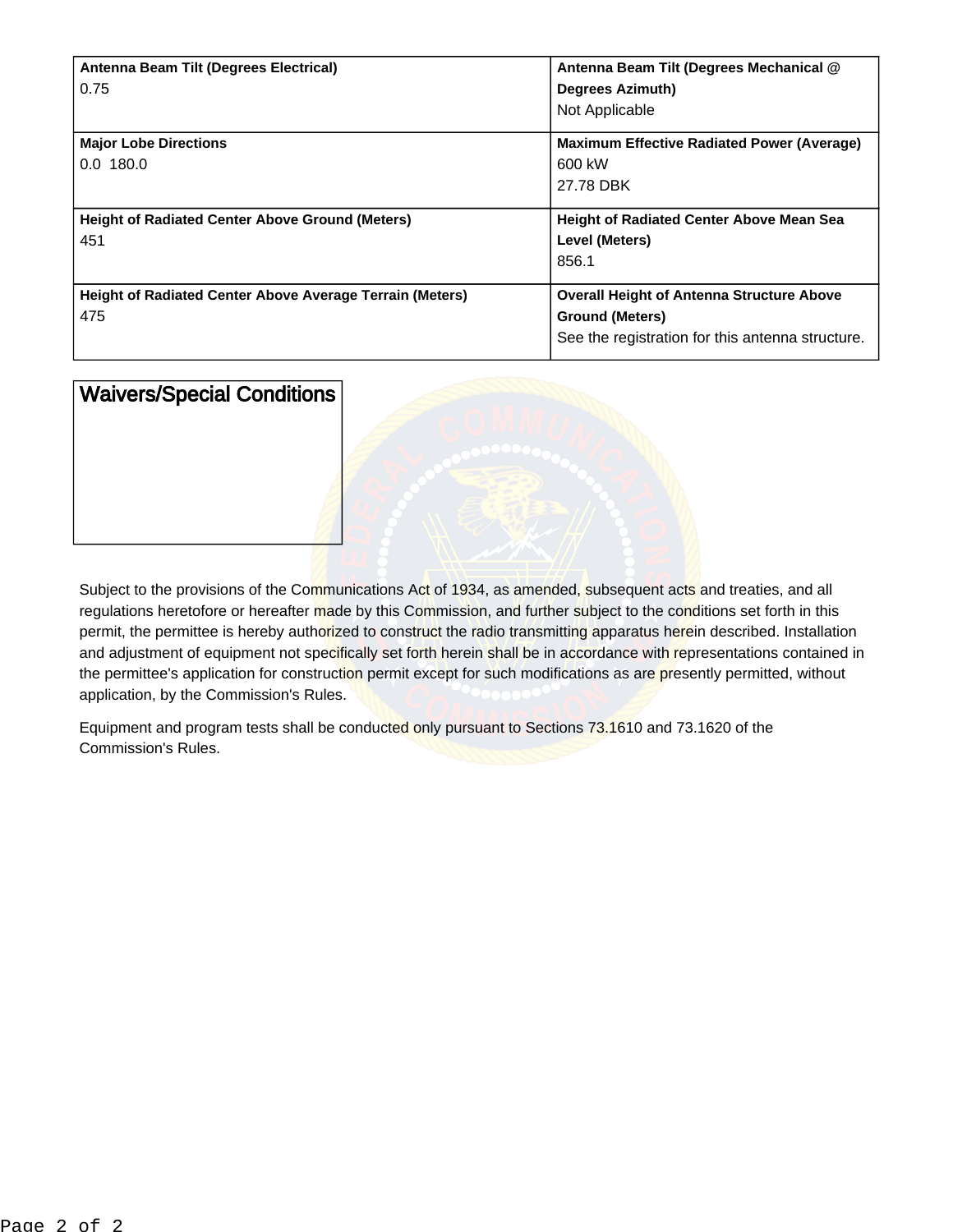| | |
|---|---|
| **Antenna Beam Tilt (Degrees Electrical)**<br>0.75 | **Antenna Beam Tilt (Degrees Mechanical @ Degrees Azimuth)**<br>Not Applicable |
| **Major Lobe Directions**<br>0.0  180.0 | **Maximum Effective Radiated Power (Average)**<br>600 kW<br>27.78 DBK |
| **Height of Radiated Center Above Ground (Meters)**<br>451 | **Height of Radiated Center Above Mean Sea Level (Meters)**<br>856.1 |
| **Height of Radiated Center Above Average Terrain (Meters)**<br>475 | **Overall Height of Antenna Structure Above Ground (Meters)**<br>See the registration for this antenna structure. |

## Waivers/Special Conditions

Subject to the provisions of the Communications Act of 1934, as amended, subsequent acts and treaties, and all regulations heretofore or hereafter made by this Commission, and further subject to the conditions set forth in this permit, the permittee is hereby authorized to construct the radio transmitting apparatus herein described. Installation and adjustment of equipment not specifically set forth herein shall be in accordance with representations contained in the permittee's application for construction permit except for such modifications as are presently permitted, without application, by the Commission's Rules.

Equipment and program tests shall be conducted only pursuant to Sections 73.1610 and 73.1620 of the Commission's Rules.